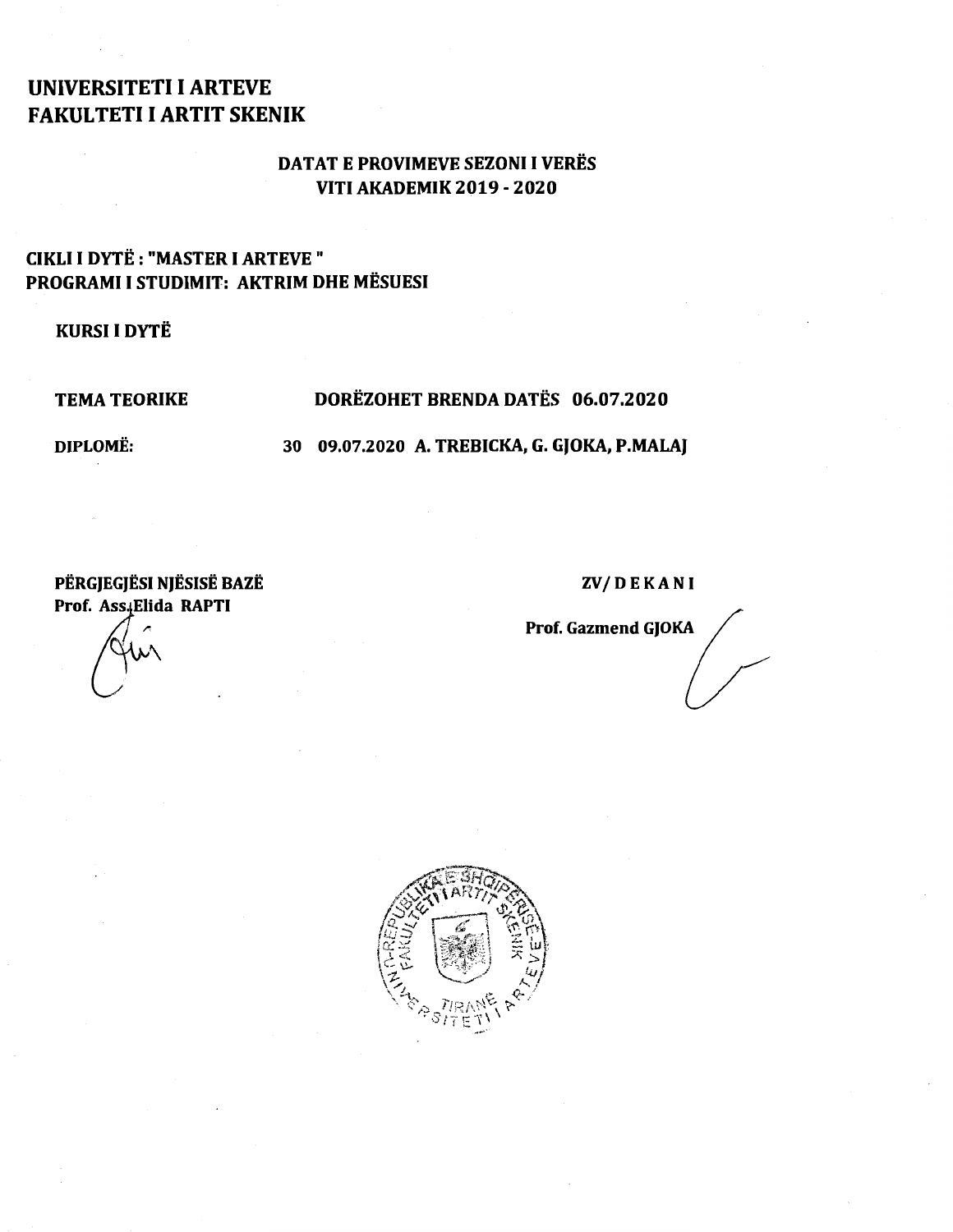**UNIVERSITETI I ARTEVE**
**FAKULTETI I ARTIT SKENIK**

**DATAT E PROVIMEVE SEZONI I VERËS**
**VITI AKADEMIK 2019 - 2020**

**CIKLI I DYTË : "MASTER I ARTEVE "**
**PROGRAMI I STUDIMIT: AKTRIM DHE MËSUESI**

**KURSI I DYTË**

**TEMA TEORIKE** **DORËZOHET BRENDA DATËS 06.07.2020**

**DIPLOMË:** **30 09.07.2020 A. TREBICKA, G. GJOKA, P.MALAJ**

**PËRGJEGJËSI NJËSISË BAZË**
**Prof. Ass. Elida RAPTI**

**ZV/ D E K A N I**

**Prof. Gazmend GJOKA**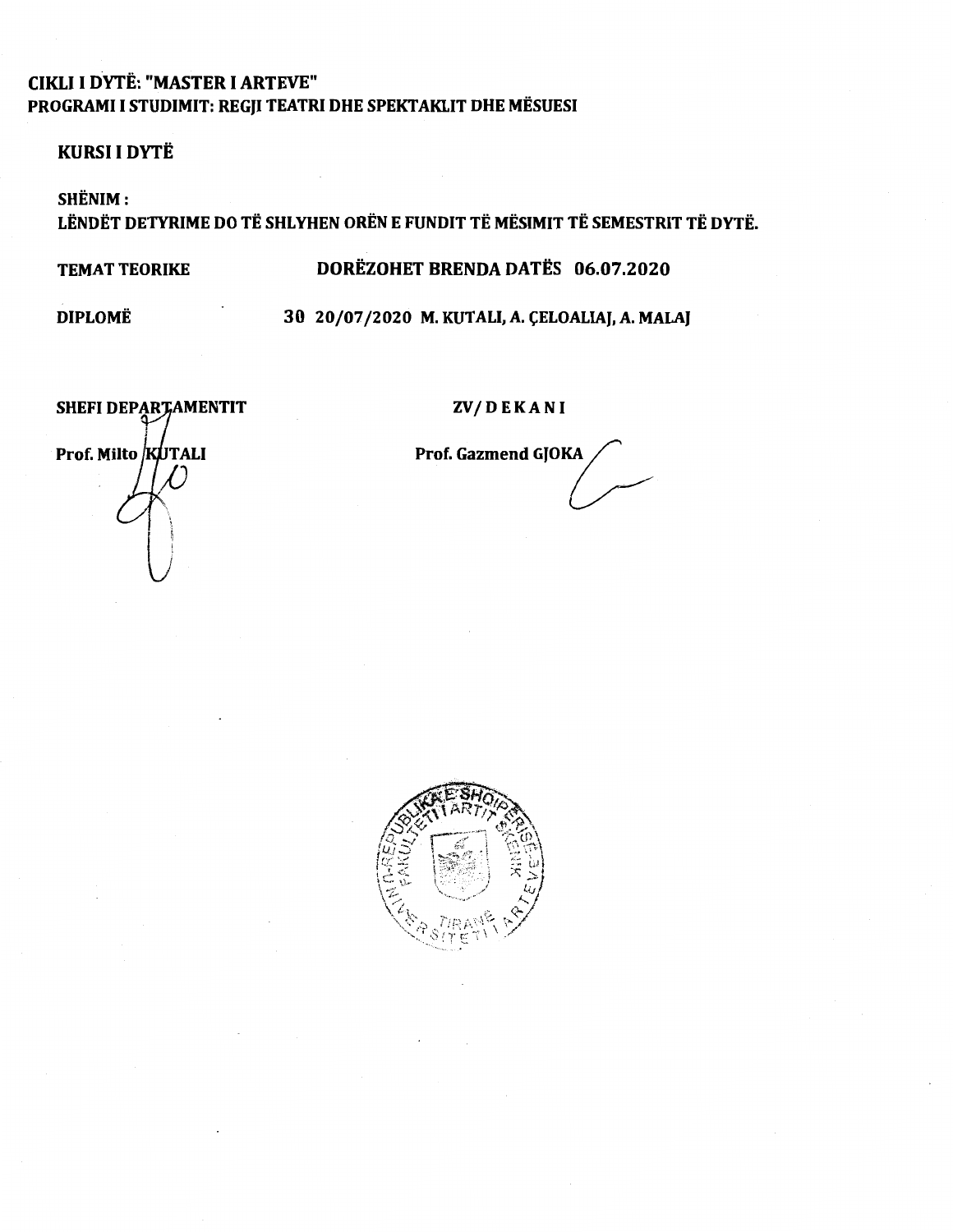**CIKLI I DYTË: "MASTER I ARTEVE"**
**PROGRAMI I STUDIMIT: REGJI TEATRI DHE SPEKTAKLIT DHE MËSUESI**

**KURSI I DYTË**

**SHËNIM :**
**LËNDËT DETYRIME DO TË SHLYHEN ORËN E FUNDIT TË MËSIMIT TË SEMESTRIT TË DYTË.**

| | |
|---|---|
| **TEMAT TEORIKE** | **DORËZOHET BRENDA DATËS 06.07.2020** |
| **DIPLOMË** | **30 20/07/2020 M. KUTALI, A. ÇELOALIAJ, A. MALAJ** |

**SHEFI DEPARTAMENTIT**

**Prof. Milto KUTALI**

**ZV/ D E K A N I**

**Prof. Gazmend GJOKA**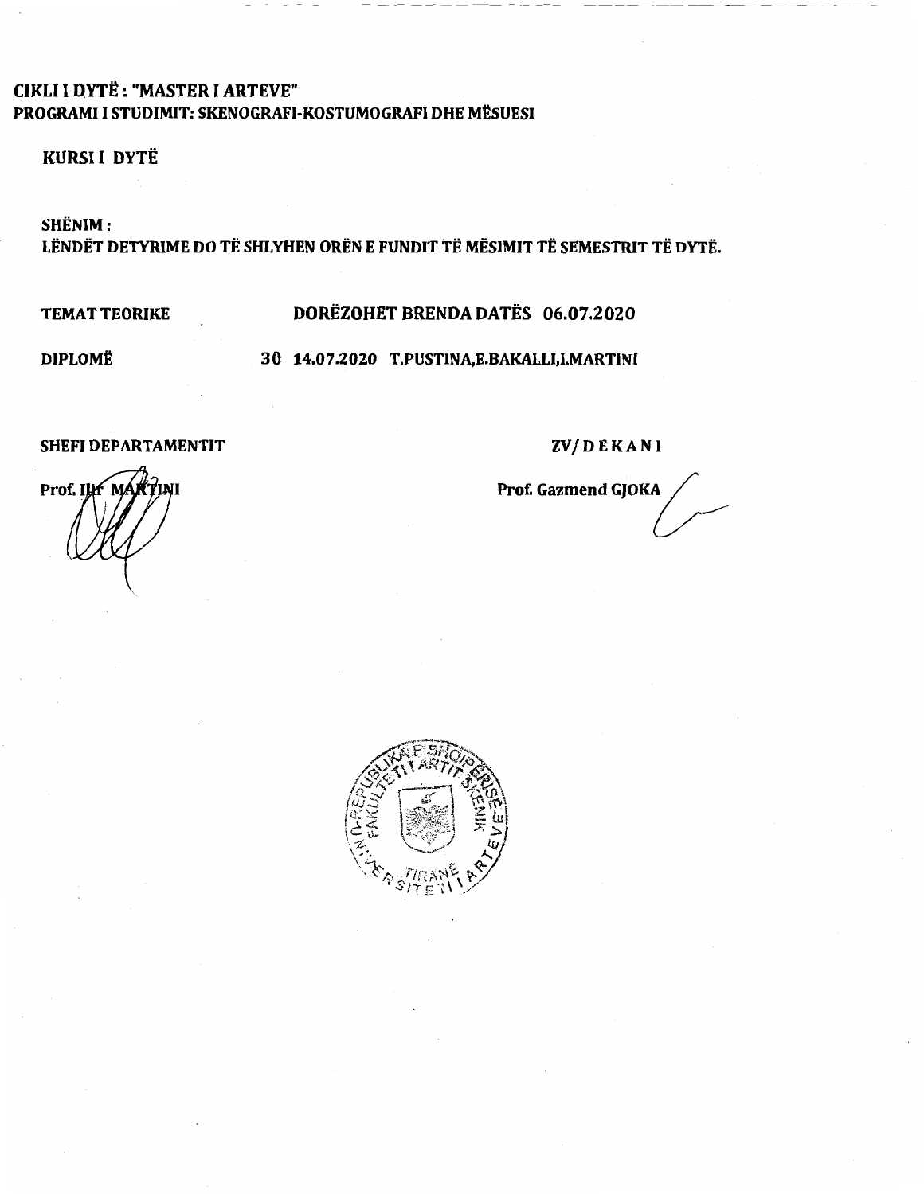**CIKLI I DYTË : "MASTER I ARTEVE"**
**PROGRAMI I STUDIMIT: SKENOGRAFI-KOSTUMOGRAFI DHE MËSUESI**

**KURSI I DYTË**

**SHËNIM :**
**LËNDËT DETYRIME DO TË SHLYHEN ORËN E FUNDIT TË MËSIMIT TË SEMESTRIT TË DYTË.**

| | |
|---|---|
| **TEMAT TEORIKE** | **DORËZOHET BRENDA DATËS 06.07.2020** |
| **DIPLOMË** | **30 14.07.2020 T.PUSTINA,E.BAKALLI,I.MARTINI** |

**SHEFI DEPARTAMENTIT**
**Prof. Ilir MARTINI**

**ZV/ D E K A N I**
**Prof. Gazmend GJOKA**

REPUBLIKA E SHQIPËRISË - UNIVERSITETI I ARTEVE - FAKULTETI I ARTIT SKENIK - TIRANË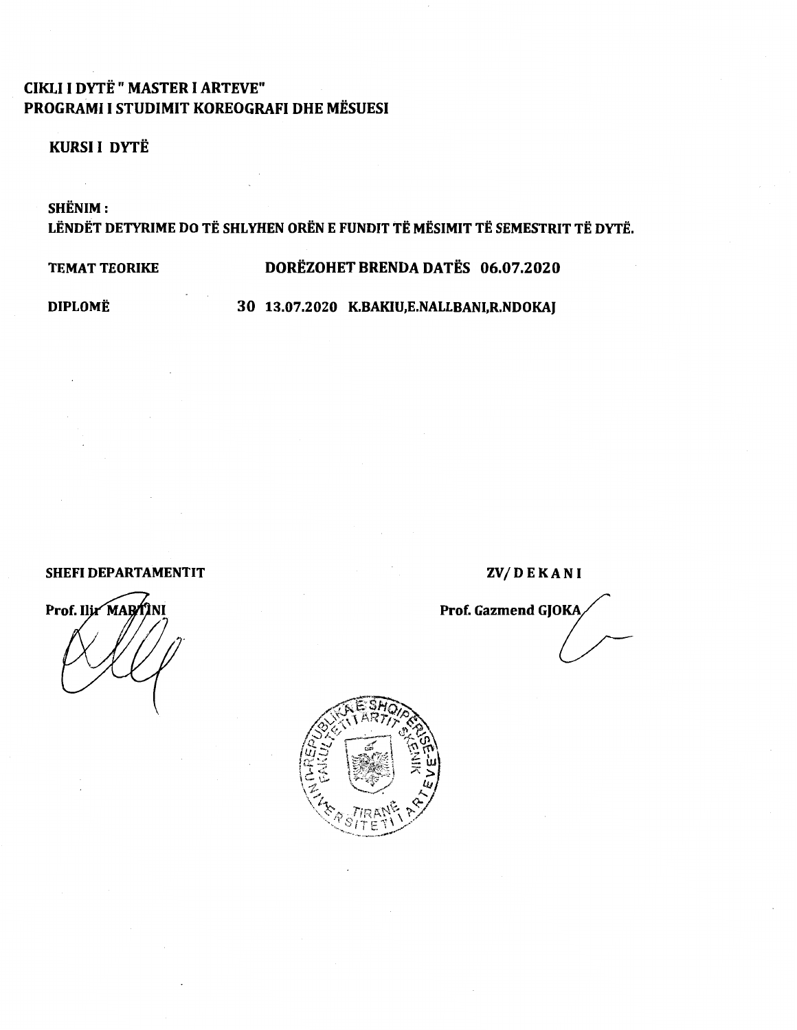**CIKLI I DYTË " MASTER I ARTEVE"**
**PROGRAMI I STUDIMIT KOREOGRAFI DHE MËSUESI**

**KURSI I DYTË**

**SHËNIM :**
**LËNDËT DETYRIME DO TË SHLYHEN ORËN E FUNDIT TË MËSIMIT TË SEMESTRIT TË DYTË.**

| | | | |
|---|---|---|---|
| **TEMAT TEORIKE** | **DORËZOHET BRENDA DATËS 06.07.2020** | | |
| **DIPLOMË** | **30** | **13.07.2020** | **K.BAKIU,E.NALLBANI,R.NDOKAJ** |

**SHEFI DEPARTAMENTIT**

**Prof. Ilir MARTINI**

**ZV/ D E K A N I**

**Prof. Gazmend GJOKA**

REPUBLIKA E SHQIPËRISË - UNIVERSITETI I ARTEVE - FAKULTETI I ARTIT SKENIK - TIRANË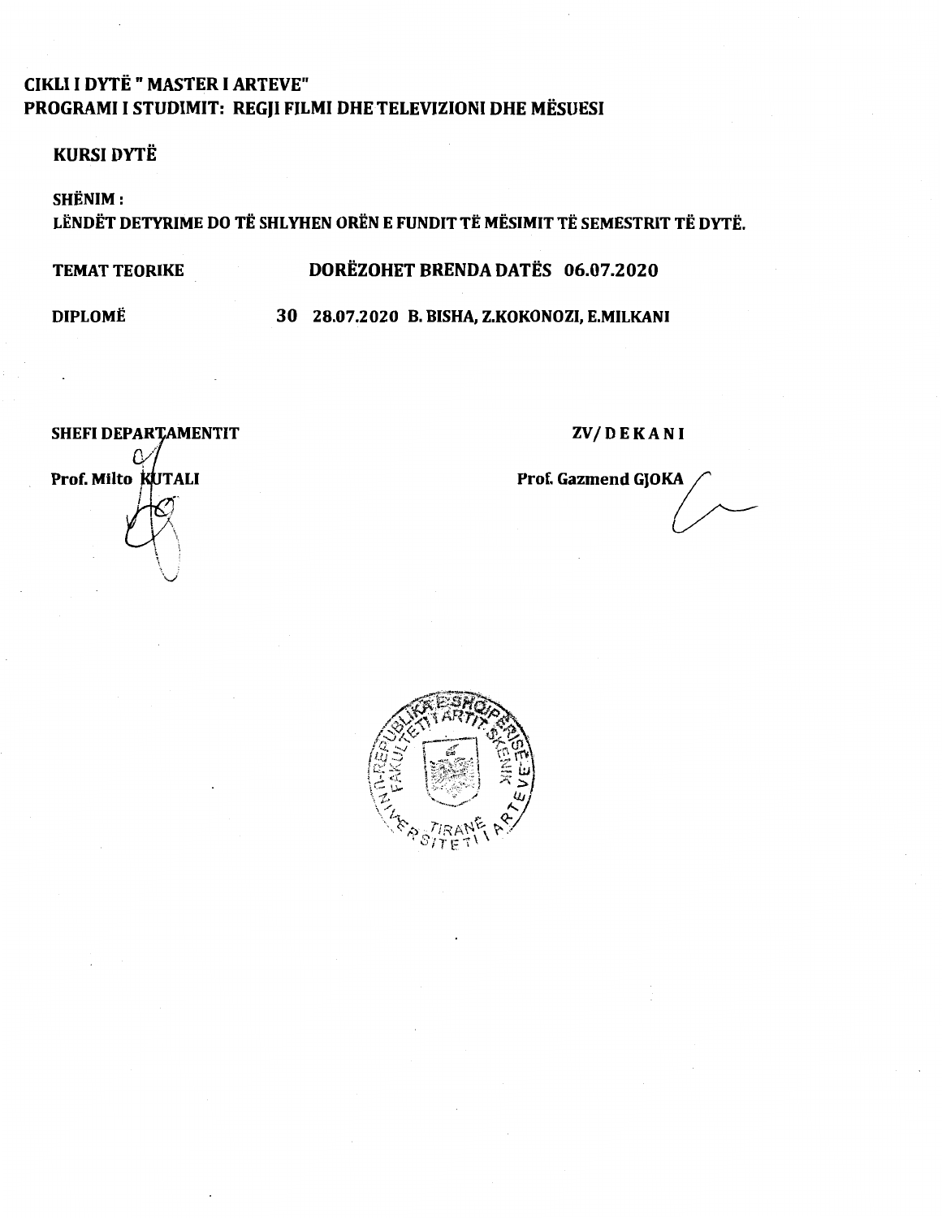**CIKLI I DYTË " MASTER I ARTEVE"**
**PROGRAMI I STUDIMIT: REGJI FILMI DHE TELEVIZIONI DHE MËSUESI**

**KURSI DYTË**

**SHËNIM :**
**LËNDËT DETYRIME DO TË SHLYHEN ORËN E FUNDIT TË MËSIMIT TË SEMESTRIT TË DYTË.**

| | | | |
|---|---|---|---|
| **TEMAT TEORIKE** | **DORËZOHET BRENDA DATËS 06.07.2020** | | |
| **DIPLOMË** | **30** | **28.07.2020** | **B. BISHA, Z.KOKONOZI, E.MILKANI** |

**SHEFI DEPARTAMENTIT**

**Prof. Milto KUTALI**

**ZV/ D E K A N I**

**Prof. Gazmend GJOKA**

REPUBLIKA E SHQIPËRISË
FAKULTETI I ARTIT SKENIK
UNIVERSITETI I ARTEVE
TIRANË